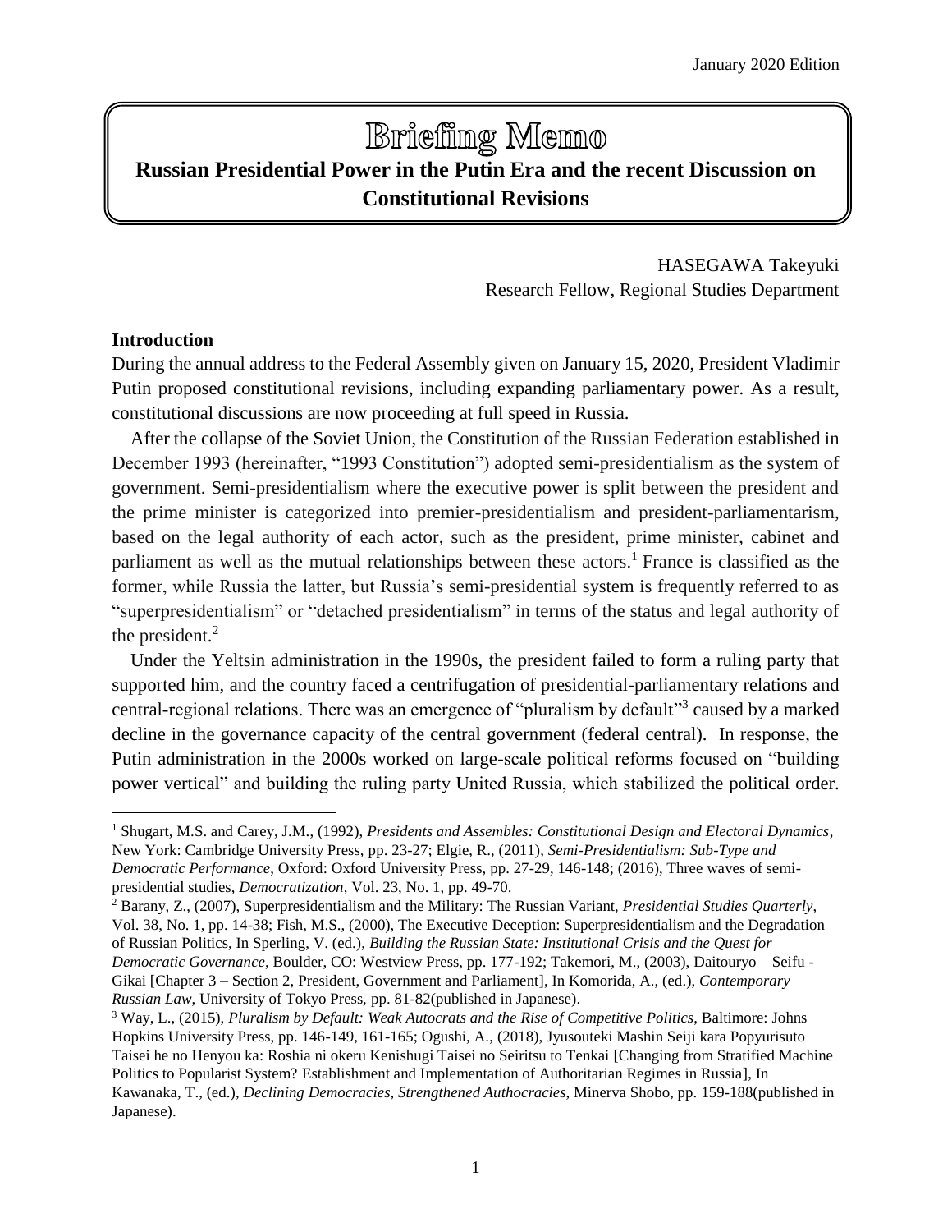January 2020 Edition

# Briefing Memo

## Russian Presidential Power in the Putin Era and the recent Discussion on Constitutional Revisions

HASEGAWA Takeyuki
Research Fellow, Regional Studies Department

### Introduction

During the annual address to the Federal Assembly given on January 15, 2020, President Vladimir Putin proposed constitutional revisions, including expanding parliamentary power. As a result, constitutional discussions are now proceeding at full speed in Russia.

After the collapse of the Soviet Union, the Constitution of the Russian Federation established in December 1993 (hereinafter, "1993 Constitution") adopted semi-presidentialism as the system of government. Semi-presidentialism where the executive power is split between the president and the prime minister is categorized into premier-presidentialism and president-parliamentarism, based on the legal authority of each actor, such as the president, prime minister, cabinet and parliament as well as the mutual relationships between these actors.[1] France is classified as the former, while Russia the latter, but Russia's semi-presidential system is frequently referred to as "superpresidentialism" or "detached presidentialism" in terms of the status and legal authority of the president.[2]

Under the Yeltsin administration in the 1990s, the president failed to form a ruling party that supported him, and the country faced a centrifugation of presidential-parliamentary relations and central-regional relations. There was an emergence of "pluralism by default"[3] caused by a marked decline in the governance capacity of the central government (federal central). In response, the Putin administration in the 2000s worked on large-scale political reforms focused on "building power vertical" and building the ruling party United Russia, which stabilized the political order.

---

[1] Shugart, M.S. and Carey, J.M., (1992), *Presidents and Assembles: Constitutional Design and Electoral Dynamics*, New York: Cambridge University Press, pp. 23-27; Elgie, R., (2011), *Semi-Presidentialism: Sub-Type and Democratic Performance*, Oxford: Oxford University Press, pp. 27-29, 146-148; (2016), Three waves of semi-presidential studies, *Democratization*, Vol. 23, No. 1, pp. 49-70.

[2] Barany, Z., (2007), Superpresidentialism and the Military: The Russian Variant, *Presidential Studies Quarterly*, Vol. 38, No. 1, pp. 14-38; Fish, M.S., (2000), The Executive Deception: Superpresidentialism and the Degradation of Russian Politics, In Sperling, V. (ed.), *Building the Russian State: Institutional Crisis and the Quest for Democratic Governance*, Boulder, CO: Westview Press, pp. 177-192; Takemori, M., (2003), Daitouryo – Seifu - Gikai [Chapter 3 – Section 2, President, Government and Parliament], In Komorida, A., (ed.), *Contemporary Russian Law*, University of Tokyo Press, pp. 81-82(published in Japanese).

[3] Way, L., (2015), *Pluralism by Default: Weak Autocrats and the Rise of Competitive Politics*, Baltimore: Johns Hopkins University Press, pp. 146-149, 161-165; Ogushi, A., (2018), Jyusouteki Mashin Seiji kara Popyurisuto Taisei he no Henyou ka: Roshia ni okeru Kenishugi Taisei no Seiritsu to Tenkai [Changing from Stratified Machine Politics to Popularist System? Establishment and Implementation of Authoritarian Regimes in Russia], In Kawanaka, T., (ed.), *Declining Democracies, Strengthened Authocracies*, Minerva Shobo, pp. 159-188(published in Japanese).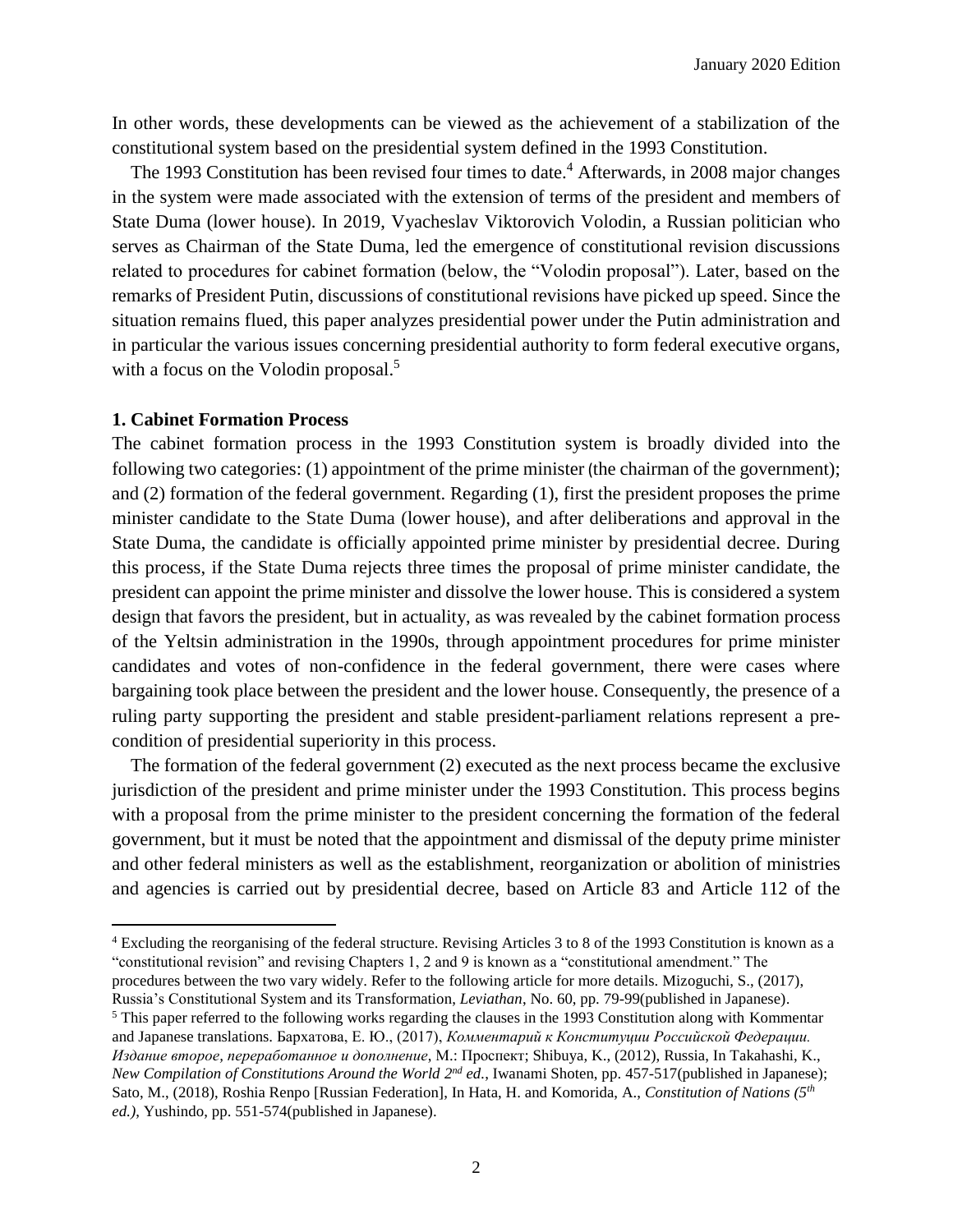In other words, these developments can be viewed as the achievement of a stabilization of the constitutional system based on the presidential system defined in the 1993 Constitution.

The 1993 Constitution has been revised four times to date.[4] Afterwards, in 2008 major changes in the system were made associated with the extension of terms of the president and members of State Duma (lower house). In 2019, Vyacheslav Viktorovich Volodin, a Russian politician who serves as Chairman of the State Duma, led the emergence of constitutional revision discussions related to procedures for cabinet formation (below, the "Volodin proposal"). Later, based on the remarks of President Putin, discussions of constitutional revisions have picked up speed. Since the situation remains flued, this paper analyzes presidential power under the Putin administration and in particular the various issues concerning presidential authority to form federal executive organs, with a focus on the Volodin proposal.[5]

**1. Cabinet Formation Process**

The cabinet formation process in the 1993 Constitution system is broadly divided into the following two categories: (1) appointment of the prime minister (the chairman of the government); and (2) formation of the federal government. Regarding (1), first the president proposes the prime minister candidate to the State Duma (lower house), and after deliberations and approval in the State Duma, the candidate is officially appointed prime minister by presidential decree. During this process, if the State Duma rejects three times the proposal of prime minister candidate, the president can appoint the prime minister and dissolve the lower house. This is considered a system design that favors the president, but in actuality, as was revealed by the cabinet formation process of the Yeltsin administration in the 1990s, through appointment procedures for prime minister candidates and votes of non-confidence in the federal government, there were cases where bargaining took place between the president and the lower house. Consequently, the presence of a ruling party supporting the president and stable president-parliament relations represent a pre-condition of presidential superiority in this process.

The formation of the federal government (2) executed as the next process became the exclusive jurisdiction of the president and prime minister under the 1993 Constitution. This process begins with a proposal from the prime minister to the president concerning the formation of the federal government, but it must be noted that the appointment and dismissal of the deputy prime minister and other federal ministers as well as the establishment, reorganization or abolition of ministries and agencies is carried out by presidential decree, based on Article 83 and Article 112 of the

---

[4] Excluding the reorganising of the federal structure. Revising Articles 3 to 8 of the 1993 Constitution is known as a "constitutional revision" and revising Chapters 1, 2 and 9 is known as a "constitutional amendment." The procedures between the two vary widely. Refer to the following article for more details. Mizoguchi, S., (2017), Russia's Constitutional System and its Transformation, *Leviathan*, No. 60, pp. 79-99(published in Japanese).

[5] This paper referred to the following works regarding the clauses in the 1993 Constitution along with Kommentar and Japanese translations. Бархатова, Е. Ю., (2017), *Комментарий к Конституции Российской Федерации. Издание второе, переработанное и дополнение*, М.: Проспект; Shibuya, K., (2012), Russia, In Takahashi, K., *New Compilation of Constitutions Around the World 2nd ed.*, Iwanami Shoten, pp. 457-517(published in Japanese); Sato, M., (2018), Roshia Renpo [Russian Federation], In Hata, H. and Komorida, A., *Constitution of Nations (5th ed.)*, Yushindo, pp. 551-574(published in Japanese).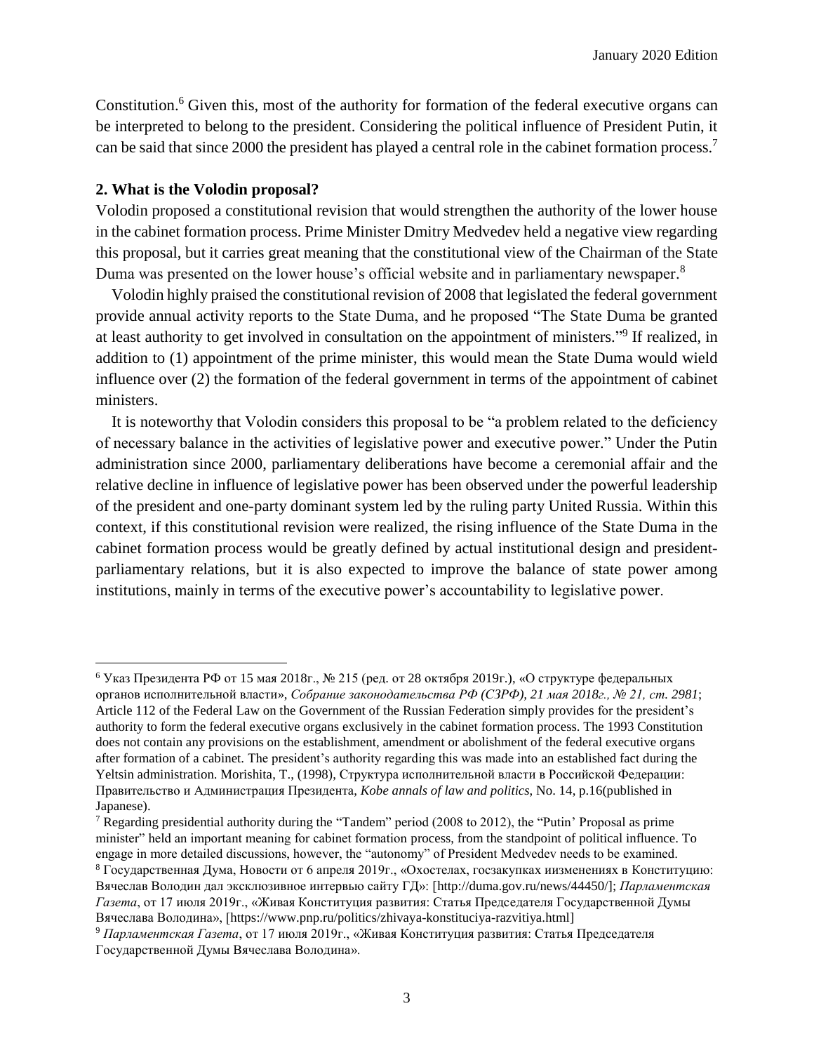Constitution.[6] Given this, most of the authority for formation of the federal executive organs can be interpreted to belong to the president. Considering the political influence of President Putin, it can be said that since 2000 the president has played a central role in the cabinet formation process.[7]

## 2. What is the Volodin proposal?

Volodin proposed a constitutional revision that would strengthen the authority of the lower house in the cabinet formation process. Prime Minister Dmitry Medvedev held a negative view regarding this proposal, but it carries great meaning that the constitutional view of the Chairman of the State Duma was presented on the lower house's official website and in parliamentary newspaper.[8]

Volodin highly praised the constitutional revision of 2008 that legislated the federal government provide annual activity reports to the State Duma, and he proposed "The State Duma be granted at least authority to get involved in consultation on the appointment of ministers."[9] If realized, in addition to (1) appointment of the prime minister, this would mean the State Duma would wield influence over (2) the formation of the federal government in terms of the appointment of cabinet ministers.

It is noteworthy that Volodin considers this proposal to be "a problem related to the deficiency of necessary balance in the activities of legislative power and executive power." Under the Putin administration since 2000, parliamentary deliberations have become a ceremonial affair and the relative decline in influence of legislative power has been observed under the powerful leadership of the president and one-party dominant system led by the ruling party United Russia. Within this context, if this constitutional revision were realized, the rising influence of the State Duma in the cabinet formation process would be greatly defined by actual institutional design and president-parliamentary relations, but it is also expected to improve the balance of state power among institutions, mainly in terms of the executive power's accountability to legislative power.

---

[6] Указ Президента РФ от 15 мая 2018г., № 215 (ред. от 28 октября 2019г.), «О структуре федеральных органов исполнительной власти», *Собрание законодательства РФ (СЗРФ), 21 мая 2018г., № 21, ст. 2981*; Article 112 of the Federal Law on the Government of the Russian Federation simply provides for the president's authority to form the federal executive organs exclusively in the cabinet formation process. The 1993 Constitution does not contain any provisions on the establishment, amendment or abolishment of the federal executive organs after formation of a cabinet. The president's authority regarding this was made into an established fact during the Yeltsin administration. Morishita, T., (1998), Структура исполнительной власти в Российской Федерации: Правительство и Администрация Президента, *Kobe annals of law and politics*, No. 14, p.16(published in Japanese).

[7] Regarding presidential authority during the "Tandem" period (2008 to 2012), the "Putin' Proposal as prime minister" held an important meaning for cabinet formation process, from the standpoint of political influence. To engage in more detailed discussions, however, the "autonomy" of President Medvedev needs to be examined.

[8] Государственная Дума, Новости от 6 апреля 2019г., «Охостелах, госзакупках иизменениях в Конституцию: Вячеслав Володин дал эксклюзивное интервью сайту ГД»: [http://duma.gov.ru/news/44450/]; *Парламентская Газета*, от 17 июля 2019г., «Живая Конституция развития: Статья Председателя Государственной Думы Вячеслава Володина», [https://www.pnp.ru/politics/zhivaya-konstituciya-razvitiya.html]

[9] *Парламентская Газета*, от 17 июля 2019г., «Живая Конституция развития: Статья Председателя Государственной Думы Вячеслава Володина».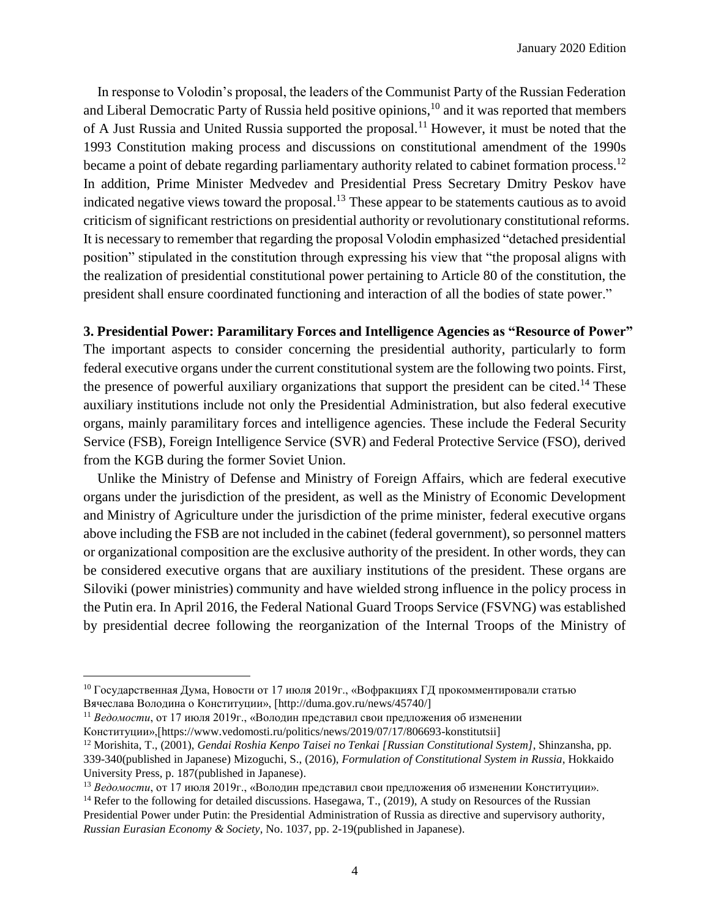In response to Volodin's proposal, the leaders of the Communist Party of the Russian Federation and Liberal Democratic Party of Russia held positive opinions,[10] and it was reported that members of A Just Russia and United Russia supported the proposal.[11] However, it must be noted that the 1993 Constitution making process and discussions on constitutional amendment of the 1990s became a point of debate regarding parliamentary authority related to cabinet formation process.[12] In addition, Prime Minister Medvedev and Presidential Press Secretary Dmitry Peskov have indicated negative views toward the proposal.[13] These appear to be statements cautious as to avoid criticism of significant restrictions on presidential authority or revolutionary constitutional reforms. It is necessary to remember that regarding the proposal Volodin emphasized "detached presidential position" stipulated in the constitution through expressing his view that "the proposal aligns with the realization of presidential constitutional power pertaining to Article 80 of the constitution, the president shall ensure coordinated functioning and interaction of all the bodies of state power."

**3. Presidential Power: Paramilitary Forces and Intelligence Agencies as "Resource of Power"**

The important aspects to consider concerning the presidential authority, particularly to form federal executive organs under the current constitutional system are the following two points. First, the presence of powerful auxiliary organizations that support the president can be cited.[14] These auxiliary institutions include not only the Presidential Administration, but also federal executive organs, mainly paramilitary forces and intelligence agencies. These include the Federal Security Service (FSB), Foreign Intelligence Service (SVR) and Federal Protective Service (FSO), derived from the KGB during the former Soviet Union.

Unlike the Ministry of Defense and Ministry of Foreign Affairs, which are federal executive organs under the jurisdiction of the president, as well as the Ministry of Economic Development and Ministry of Agriculture under the jurisdiction of the prime minister, federal executive organs above including the FSB are not included in the cabinet (federal government), so personnel matters or organizational composition are the exclusive authority of the president. In other words, they can be considered executive organs that are auxiliary institutions of the president. These organs are Siloviki (power ministries) community and have wielded strong influence in the policy process in the Putin era. In April 2016, the Federal National Guard Troops Service (FSVNG) was established by presidential decree following the reorganization of the Internal Troops of the Ministry of

---

[10] Государственная Дума, Новости от 17 июля 2019г., «Вофракциях ГД прокомментировали статью Вячеслава Володина о Конституции», [http://duma.gov.ru/news/45740/]

[11] *Ведомости*, от 17 июля 2019г., «Володин представил свои предложения об изменении Конституции»,[https://www.vedomosti.ru/politics/news/2019/07/17/806693-konstitutsii]

[12] Morishita, T., (2001), *Gendai Roshia Kenpo Taisei no Tenkai [Russian Constitutional System]*, Shinzansha, pp. 339-340(published in Japanese) Mizoguchi, S., (2016), *Formulation of Constitutional System in Russia*, Hokkaido University Press, p. 187(published in Japanese).

[13] *Ведомости*, от 17 июля 2019г., «Володин представил свои предложения об изменении Конституции».

[14] Refer to the following for detailed discussions. Hasegawa, T., (2019), A study on Resources of the Russian Presidential Power under Putin: the Presidential Administration of Russia as directive and supervisory authority, *Russian Eurasian Economy & Society*, No. 1037, pp. 2-19(published in Japanese).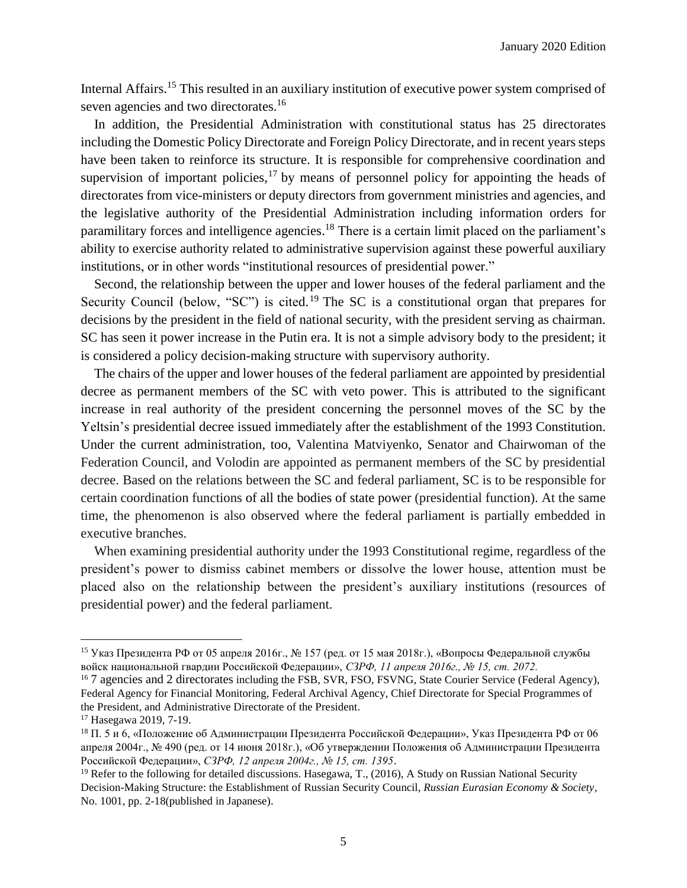Internal Affairs.[15] This resulted in an auxiliary institution of executive power system comprised of seven agencies and two directorates.[16]

In addition, the Presidential Administration with constitutional status has 25 directorates including the Domestic Policy Directorate and Foreign Policy Directorate, and in recent years steps have been taken to reinforce its structure. It is responsible for comprehensive coordination and supervision of important policies,[17] by means of personnel policy for appointing the heads of directorates from vice-ministers or deputy directors from government ministries and agencies, and the legislative authority of the Presidential Administration including information orders for paramilitary forces and intelligence agencies.[18] There is a certain limit placed on the parliament's ability to exercise authority related to administrative supervision against these powerful auxiliary institutions, or in other words "institutional resources of presidential power."

Second, the relationship between the upper and lower houses of the federal parliament and the Security Council (below, "SC") is cited.[19] The SC is a constitutional organ that prepares for decisions by the president in the field of national security, with the president serving as chairman. SC has seen it power increase in the Putin era. It is not a simple advisory body to the president; it is considered a policy decision-making structure with supervisory authority.

The chairs of the upper and lower houses of the federal parliament are appointed by presidential decree as permanent members of the SC with veto power. This is attributed to the significant increase in real authority of the president concerning the personnel moves of the SC by the Yeltsin's presidential decree issued immediately after the establishment of the 1993 Constitution. Under the current administration, too, Valentina Matviyenko, Senator and Chairwoman of the Federation Council, and Volodin are appointed as permanent members of the SC by presidential decree. Based on the relations between the SC and federal parliament, SC is to be responsible for certain coordination functions of all the bodies of state power (presidential function). At the same time, the phenomenon is also observed where the federal parliament is partially embedded in executive branches.

When examining presidential authority under the 1993 Constitutional regime, regardless of the president's power to dismiss cabinet members or dissolve the lower house, attention must be placed also on the relationship between the president's auxiliary institutions (resources of presidential power) and the federal parliament.

---

[15] Указ Президента РФ от 05 апреля 2016г., № 157 (ред. от 15 мая 2018г.), «Вопросы Федеральной службы войск национальной гвардии Российской Федерации», *СЗРФ, 11 апреля 2016г., № 15, ст. 2072.*

[16] 7 agencies and 2 directorates including the FSB, SVR, FSO, FSVNG, State Courier Service (Federal Agency), Federal Agency for Financial Monitoring, Federal Archival Agency, Chief Directorate for Special Programmes of the President, and Administrative Directorate of the President.

[17] Hasegawa 2019, 7-19.

[18] П. 5 и 6, «Положение об Администрации Президента Российской Федерации», Указ Президента РФ от 06 апреля 2004г., № 490 (ред. от 14 июня 2018г.), «Об утверждении Положения об Администрации Президента Российской Федерации», *СЗРФ, 12 апреля 2004г., № 15, ст. 1395*.

[19] Refer to the following for detailed discussions. Hasegawa, T., (2016), A Study on Russian National Security Decision-Making Structure: the Establishment of Russian Security Council, *Russian Eurasian Economy & Society*, No. 1001, pp. 2-18(published in Japanese).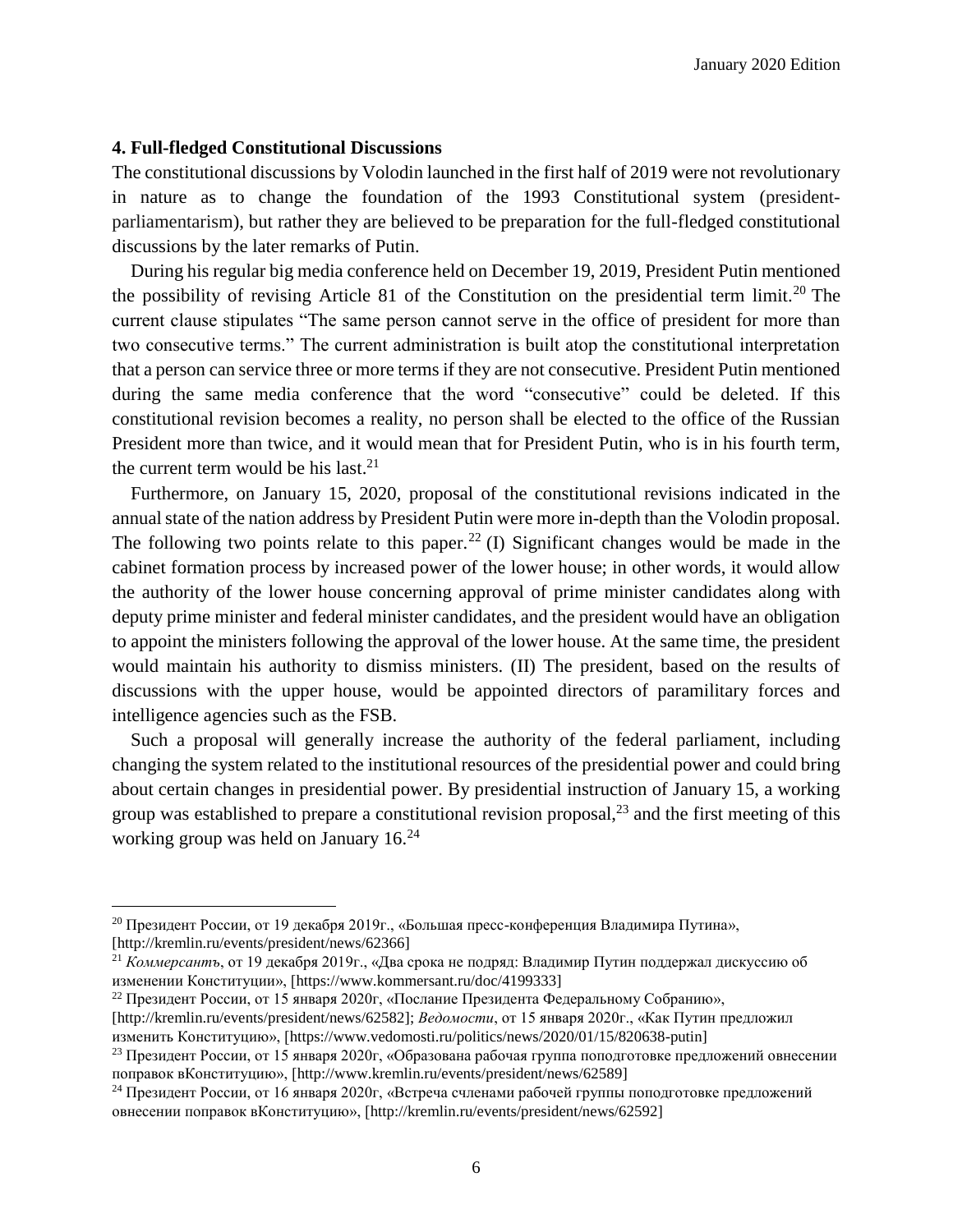### 4. Full-fledged Constitutional Discussions

The constitutional discussions by Volodin launched in the first half of 2019 were not revolutionary in nature as to change the foundation of the 1993 Constitutional system (president-parliamentarism), but rather they are believed to be preparation for the full-fledged constitutional discussions by the later remarks of Putin.

During his regular big media conference held on December 19, 2019, President Putin mentioned the possibility of revising Article 81 of the Constitution on the presidential term limit.[20] The current clause stipulates "The same person cannot serve in the office of president for more than two consecutive terms." The current administration is built atop the constitutional interpretation that a person can service three or more terms if they are not consecutive. President Putin mentioned during the same media conference that the word "consecutive" could be deleted. If this constitutional revision becomes a reality, no person shall be elected to the office of the Russian President more than twice, and it would mean that for President Putin, who is in his fourth term, the current term would be his last.[21]

Furthermore, on January 15, 2020, proposal of the constitutional revisions indicated in the annual state of the nation address by President Putin were more in-depth than the Volodin proposal. The following two points relate to this paper.[22] (I) Significant changes would be made in the cabinet formation process by increased power of the lower house; in other words, it would allow the authority of the lower house concerning approval of prime minister candidates along with deputy prime minister and federal minister candidates, and the president would have an obligation to appoint the ministers following the approval of the lower house. At the same time, the president would maintain his authority to dismiss ministers. (II) The president, based on the results of discussions with the upper house, would be appointed directors of paramilitary forces and intelligence agencies such as the FSB.

Such a proposal will generally increase the authority of the federal parliament, including changing the system related to the institutional resources of the presidential power and could bring about certain changes in presidential power. By presidential instruction of January 15, a working group was established to prepare a constitutional revision proposal,[23] and the first meeting of this working group was held on January 16.[24]

---

[20] Президент России, от 19 декабря 2019г., «Большая пресс-конференция Владимира Путина», [http://kremlin.ru/events/president/news/62366]

[21] *Коммерсантъ*, от 19 декабря 2019г., «Два срока не подряд: Владимир Путин поддержал дискуссию об изменении Конституции», [https://www.kommersant.ru/doc/4199333]

[22] Президент России, от 15 января 2020г, «Послание Президента Федеральному Собранию», [http://kremlin.ru/events/president/news/62582]; *Ведомости*, от 15 января 2020г., «Как Путин предложил изменить Конституцию», [https://www.vedomosti.ru/politics/news/2020/01/15/820638-putin]

[23] Президент России, от 15 января 2020г, «Образована рабочая группа поподготовке предложений овнесении поправок вКонституцию», [http://www.kremlin.ru/events/president/news/62589]

[24] Президент России, от 16 января 2020г, «Встреча счленами рабочей группы поподготовке предложений овнесении поправок вКонституцию», [http://kremlin.ru/events/president/news/62592]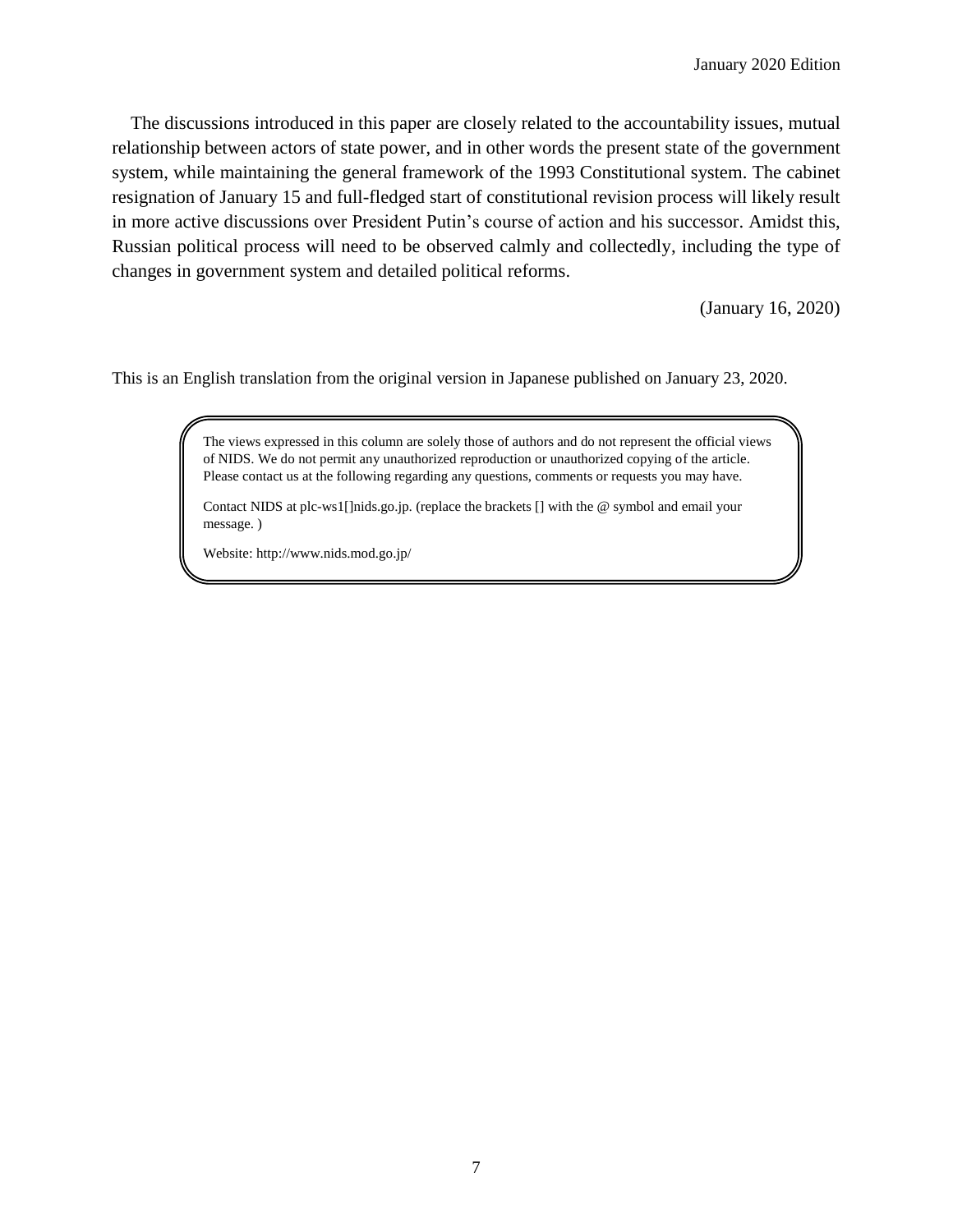The discussions introduced in this paper are closely related to the accountability issues, mutual relationship between actors of state power, and in other words the present state of the government system, while maintaining the general framework of the 1993 Constitutional system. The cabinet resignation of January 15 and full-fledged start of constitutional revision process will likely result in more active discussions over President Putin's course of action and his successor. Amidst this, Russian political process will need to be observed calmly and collectedly, including the type of changes in government system and detailed political reforms.

(January 16, 2020)

This is an English translation from the original version in Japanese published on January 23, 2020.

The views expressed in this column are solely those of authors and do not represent the official views of NIDS. We do not permit any unauthorized reproduction or unauthorized copying of the article. Please contact us at the following regarding any questions, comments or requests you may have.

Contact NIDS at plc-ws1[]nids.go.jp. (replace the brackets [] with the @ symbol and email your message. )

Website: http://www.nids.mod.go.jp/